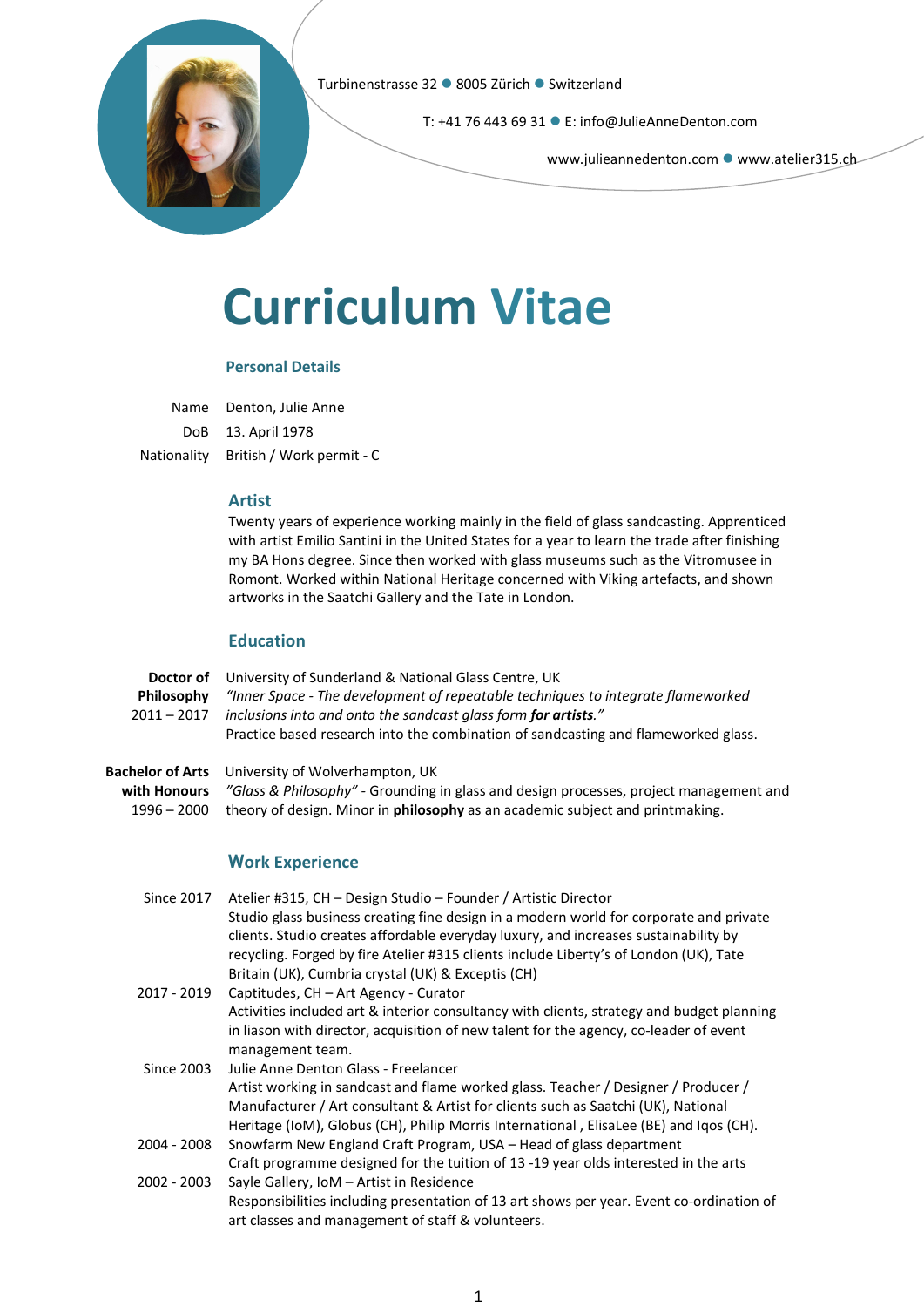Turbinenstrasse 32 ● 8005 Zürich ● Switzerland

T: +41 76 443 69 31 ● E: info@JulieAnneDenton.com

www.julieannedenton.com ● www.atelier315.ch

# Curriculum Vitae

## Personal Details

| | |
|---|---|
| Name | Denton, Julie Anne |
| DoB | 13. April 1978 |
| Nationality | British / Work permit - C |

## Artist

Twenty years of experience working mainly in the field of glass sandcasting. Apprenticed with artist Emilio Santini in the United States for a year to learn the trade after finishing my BA Hons degree. Since then worked with glass museums such as the Vitromusee in Romont. Worked within National Heritage concerned with Viking artefacts, and shown artworks in the Saatchi Gallery and the Tate in London.

## Education

**Doctor of Philosophy**
2011 – 2017

University of Sunderland & National Glass Centre, UK
*"Inner Space - The development of repeatable techniques to integrate flameworked inclusions into and onto the sandcast glass form* ***for artists****."*
Practice based research into the combination of sandcasting and flameworked glass.

**Bachelor of Arts with Honours**
1996 – 2000

University of Wolverhampton, UK
*"Glass & Philosophy"* - Grounding in glass and design processes, project management and theory of design. Minor in **philosophy** as an academic subject and printmaking.

## Work Experience

**Since 2017**
Atelier #315, CH – Design Studio – Founder / Artistic Director
Studio glass business creating fine design in a modern world for corporate and private clients. Studio creates affordable everyday luxury, and increases sustainability by recycling. Forged by fire Atelier #315 clients include Liberty's of London (UK), Tate Britain (UK), Cumbria crystal (UK) & Exceptis (CH)

**2017 - 2019**
Captitudes, CH – Art Agency - Curator
Activities included art & interior consultancy with clients, strategy and budget planning in liason with director, acquisition of new talent for the agency, co-leader of event management team.

**Since 2003**
Julie Anne Denton Glass - Freelancer
Artist working in sandcast and flame worked glass. Teacher / Designer / Producer / Manufacturer / Art consultant & Artist for clients such as Saatchi (UK), National Heritage (IoM), Globus (CH), Philip Morris International , ElisaLee (BE) and Iqos (CH).

**2004 - 2008**
Snowfarm New England Craft Program, USA – Head of glass department
Craft programme designed for the tuition of 13 -19 year olds interested in the arts

**2002 - 2003**
Sayle Gallery, IoM – Artist in Residence
Responsibilities including presentation of 13 art shows per year. Event co-ordination of art classes and management of staff & volunteers.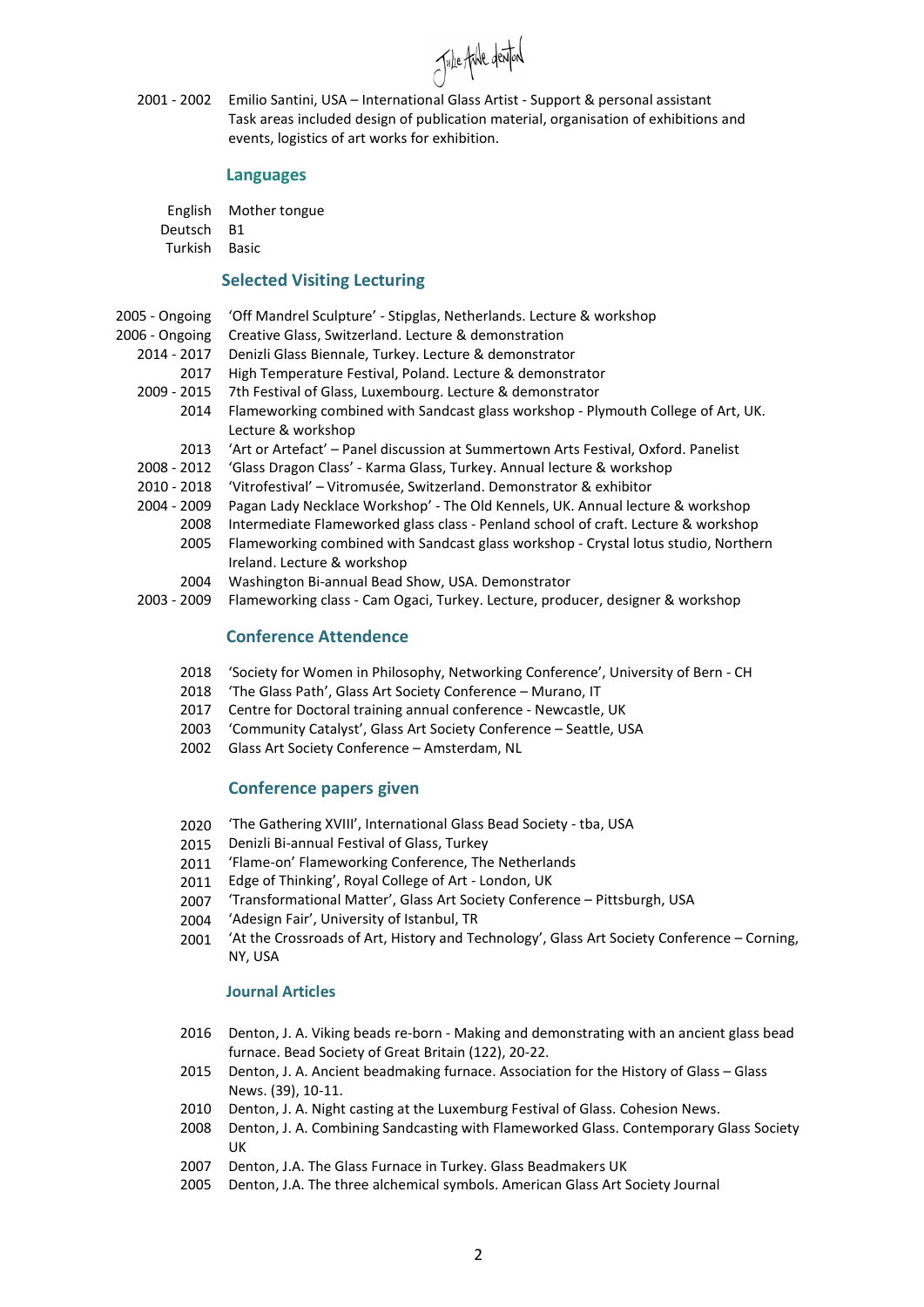2001 - 2002 Emilio Santini, USA – International Glass Artist - Support & personal assistant
Task areas included design of publication material, organisation of exhibitions and events, logistics of art works for exhibition.

## Languages

| | |
|---|---|
| English | Mother tongue |
| Deutsch | B1 |
| Turkish | Basic |

## Selected Visiting Lecturing

| | |
|---|---|
| 2005 - Ongoing | 'Off Mandrel Sculpture' - Stipglas, Netherlands. Lecture & workshop |
| 2006 - Ongoing | Creative Glass, Switzerland. Lecture & demonstration |
| 2014 - 2017 | Denizli Glass Biennale, Turkey. Lecture & demonstrator |
| 2017 | High Temperature Festival, Poland. Lecture & demonstrator |
| 2009 - 2015 | 7th Festival of Glass, Luxembourg. Lecture & demonstrator |
| 2014 | Flameworking combined with Sandcast glass workshop - Plymouth College of Art, UK. Lecture & workshop |
| 2013 | 'Art or Artefact' – Panel discussion at Summertown Arts Festival, Oxford. Panelist |
| 2008 - 2012 | 'Glass Dragon Class' - Karma Glass, Turkey. Annual lecture & workshop |
| 2010 - 2018 | 'Vitrofestival' – Vitromusée, Switzerland. Demonstrator & exhibitor |
| 2004 - 2009 | Pagan Lady Necklace Workshop' - The Old Kennels, UK. Annual lecture & workshop |
| 2008 | Intermediate Flameworked glass class - Penland school of craft. Lecture & workshop |
| 2005 | Flameworking combined with Sandcast glass workshop - Crystal lotus studio, Northern Ireland. Lecture & workshop |
| 2004 | Washington Bi-annual Bead Show, USA. Demonstrator |
| 2003 - 2009 | Flameworking class - Cam Ogaci, Turkey. Lecture, producer, designer & workshop |

## Conference Attendence

| | |
|---|---|
| 2018 | 'Society for Women in Philosophy, Networking Conference', University of Bern - CH |
| 2018 | 'The Glass Path', Glass Art Society Conference – Murano, IT |
| 2017 | Centre for Doctoral training annual conference - Newcastle, UK |
| 2003 | 'Community Catalyst', Glass Art Society Conference – Seattle, USA |
| 2002 | Glass Art Society Conference – Amsterdam, NL |

## Conference papers given

| | |
|---|---|
| 2020 | 'The Gathering XVIII', International Glass Bead Society - tba, USA |
| 2015 | Denizli Bi-annual Festival of Glass, Turkey |
| 2011 | 'Flame-on' Flameworking Conference, The Netherlands |
| 2011 | Edge of Thinking', Royal College of Art - London, UK |
| 2007 | 'Transformational Matter', Glass Art Society Conference – Pittsburgh, USA |
| 2004 | 'Adesign Fair', University of Istanbul, TR |
| 2001 | 'At the Crossroads of Art, History and Technology', Glass Art Society Conference – Corning, NY, USA |

## Journal Articles

| | |
|---|---|
| 2016 | Denton, J. A. Viking beads re-born - Making and demonstrating with an ancient glass bead furnace. Bead Society of Great Britain (122), 20-22. |
| 2015 | Denton, J. A. Ancient beadmaking furnace. Association for the History of Glass – Glass News. (39), 10-11. |
| 2010 | Denton, J. A. Night casting at the Luxemburg Festival of Glass. Cohesion News. |
| 2008 | Denton, J. A. Combining Sandcasting with Flameworked Glass. Contemporary Glass Society UK |
| 2007 | Denton, J.A. The Glass Furnace in Turkey. Glass Beadmakers UK |
| 2005 | Denton, J.A. The three alchemical symbols. American Glass Art Society Journal |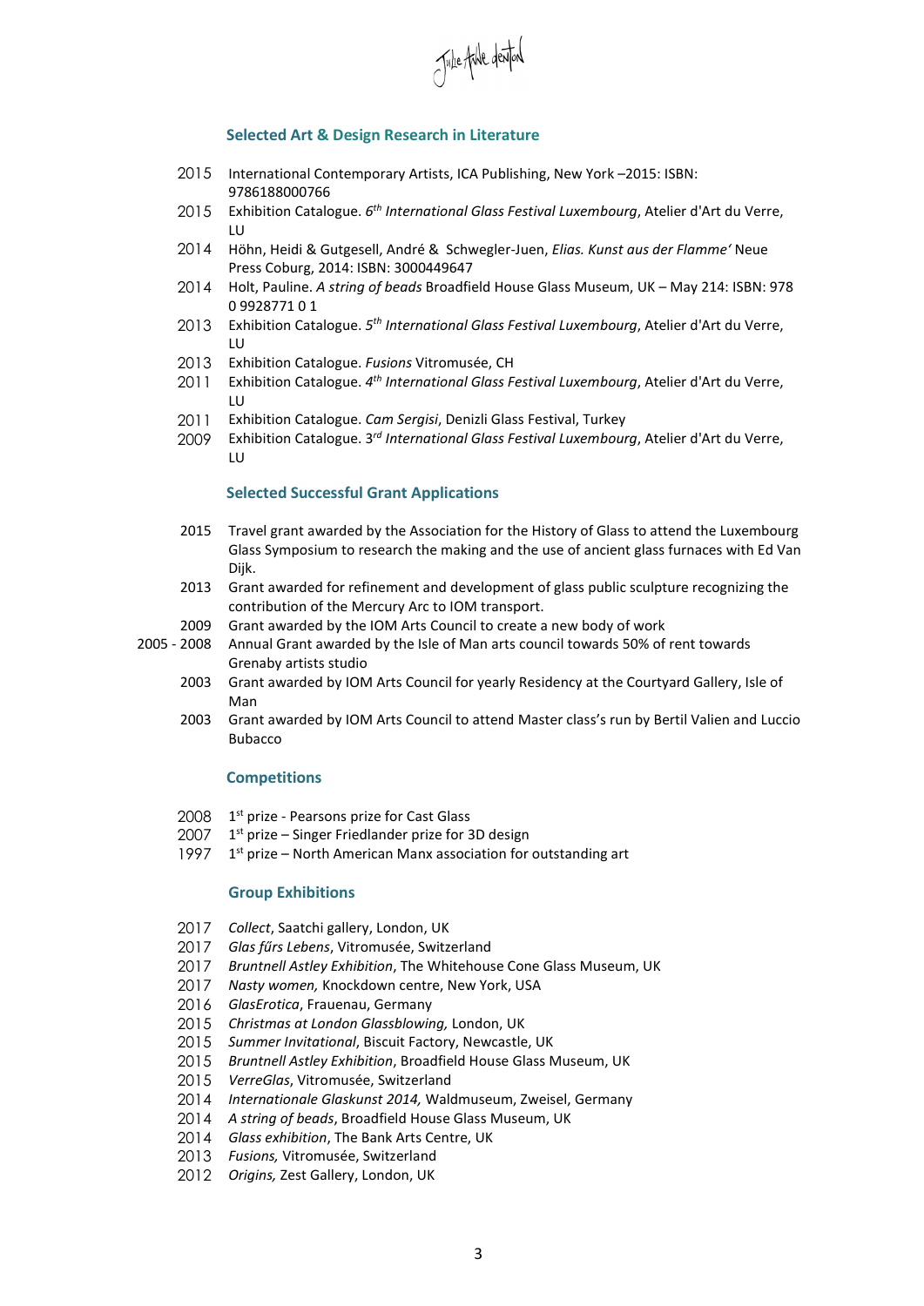## Selected Art & Design Research in Literature

- 2015 International Contemporary Artists, ICA Publishing, New York –2015: ISBN: 9786188000766
- 2015 Exhibition Catalogue. 6th *International Glass Festival Luxembourg*, Atelier d'Art du Verre, LU
- 2014 Höhn, Heidi & Gutgesell, André & Schwegler-Juen, *Elias. Kunst aus der Flamme'* Neue Press Coburg, 2014: ISBN: 3000449647
- 2014 Holt, Pauline. *A string of beads* Broadfield House Glass Museum, UK – May 214: ISBN: 978 0 9928771 0 1
- 2013 Exhibition Catalogue. 5th *International Glass Festival Luxembourg*, Atelier d'Art du Verre, LU
- 2013 Exhibition Catalogue. *Fusions* Vitromusée, CH
- 2011 Exhibition Catalogue. 4th *International Glass Festival Luxembourg*, Atelier d'Art du Verre, LU
- 2011 Exhibition Catalogue. *Cam Sergisi*, Denizli Glass Festival, Turkey
- 2009 Exhibition Catalogue. 3rd *International Glass Festival Luxembourg*, Atelier d'Art du Verre, LU

## Selected Successful Grant Applications

- 2015 Travel grant awarded by the Association for the History of Glass to attend the Luxembourg Glass Symposium to research the making and the use of ancient glass furnaces with Ed Van Dijk.
- 2013 Grant awarded for refinement and development of glass public sculpture recognizing the contribution of the Mercury Arc to IOM transport.
- 2009 Grant awarded by the IOM Arts Council to create a new body of work
- 2005 - 2008 Annual Grant awarded by the Isle of Man arts council towards 50% of rent towards Grenaby artists studio
- 2003 Grant awarded by IOM Arts Council for yearly Residency at the Courtyard Gallery, Isle of Man
- 2003 Grant awarded by IOM Arts Council to attend Master class's run by Bertil Valien and Luccio Bubacco

## Competitions

- 2008 1st prize - Pearsons prize for Cast Glass
- 2007 1st prize – Singer Friedlander prize for 3D design
- 1997 1st prize – North American Manx association for outstanding art

## Group Exhibitions

- 2017 *Collect*, Saatchi gallery, London, UK
- 2017 *Glas fűrs Lebens*, Vitromusée, Switzerland
- 2017 *Bruntnell Astley Exhibition*, The Whitehouse Cone Glass Museum, UK
- 2017 *Nasty women,* Knockdown centre, New York, USA
- 2016 *GlasErotica*, Frauenau, Germany
- 2015 *Christmas at London Glassblowing,* London, UK
- 2015 *Summer Invitational*, Biscuit Factory, Newcastle, UK
- 2015 *Bruntnell Astley Exhibition*, Broadfield House Glass Museum, UK
- 2015 *VerreGlas*, Vitromusée, Switzerland
- 2014 *Internationale Glaskunst 2014,* Waldmuseum, Zweisel, Germany
- 2014 *A string of beads*, Broadfield House Glass Museum, UK
- 2014 *Glass exhibition*, The Bank Arts Centre, UK
- 2013 *Fusions,* Vitromusée, Switzerland
- 2012 *Origins,* Zest Gallery, London, UK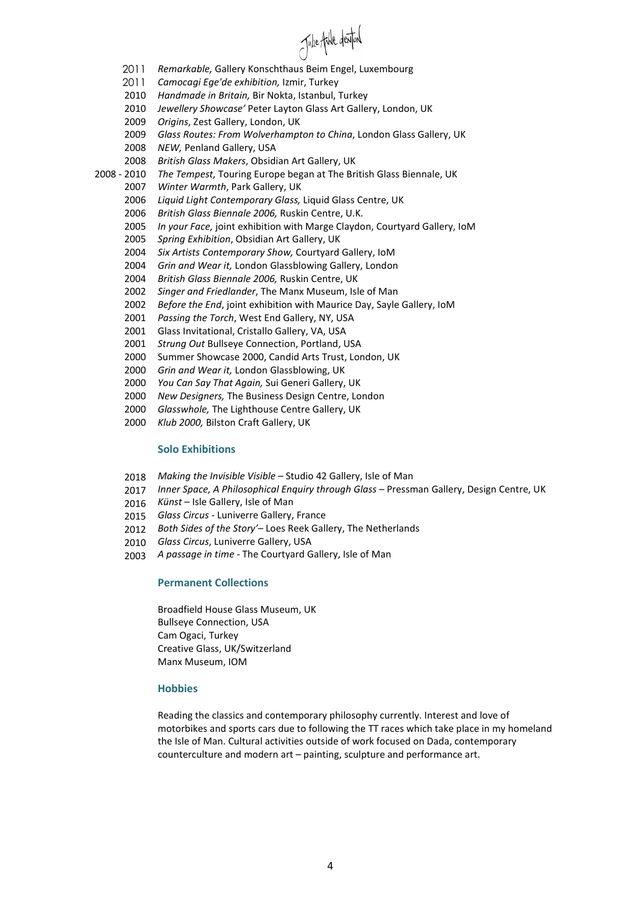2011 *Remarkable,* Gallery Konschthaus Beim Engel, Luxembourg
2011 *Camocagi Ege'de exhibition,* Izmir, Turkey
2010 *Handmade in Britain,* Bir Nokta, Istanbul, Turkey
2010 *Jewellery Showcase'* Peter Layton Glass Art Gallery, London, UK
2009 *Origins*, Zest Gallery, London, UK
2009 *Glass Routes: From Wolverhampton to China*, London Glass Gallery, UK
2008 *NEW,* Penland Gallery, USA
2008 *British Glass Makers*, Obsidian Art Gallery, UK
2008 - 2010 *The Tempest,* Touring Europe began at The British Glass Biennale, UK
2007 *Winter Warmth*, Park Gallery, UK
2006 *Liquid Light Contemporary Glass,* Liquid Glass Centre, UK
2006 *British Glass Biennale 2006,* Ruskin Centre, U.K.
2005 *In your Face,* joint exhibition with Marge Claydon, Courtyard Gallery, IoM
2005 *Spring Exhibition*, Obsidian Art Gallery, UK
2004 *Six Artists Contemporary Show,* Courtyard Gallery, IoM
2004 *Grin and Wear it,* London Glassblowing Gallery, London
2004 *British Glass Biennale 2006,* Ruskin Centre, UK
2002 *Singer and Friedlander*, The Manx Museum, Isle of Man
2002 *Before the End*, joint exhibition with Maurice Day, Sayle Gallery, IoM
2001 *Passing the Torch*, West End Gallery, NY, USA
2001 Glass Invitational, Cristallo Gallery, VA, USA
2001 *Strung Out* Bullseye Connection, Portland, USA
2000 Summer Showcase 2000, Candid Arts Trust, London, UK
2000 *Grin and Wear it,* London Glassblowing, UK
2000 *You Can Say That Again,* Sui Generi Gallery, UK
2000 *New Designers,* The Business Design Centre, London
2000 *Glasswhole,* The Lighthouse Centre Gallery, UK
2000 *Klub 2000,* Bilston Craft Gallery, UK

## Solo Exhibitions

2018 *Making the Invisible Visible* – Studio 42 Gallery, Isle of Man
2017 *Inner Space, A Philosophical Enquiry through Glass* – Pressman Gallery, Design Centre, UK
2016 *Künst* – Isle Gallery, Isle of Man
2015 *Glass Circus* - Luniverre Gallery, France
2012 *Both Sides of the Story'*– Loes Reek Gallery, The Netherlands
2010 *Glass Circus*, Luniverre Gallery, USA
2003 *A passage in time* - The Courtyard Gallery, Isle of Man

## Permanent Collections

Broadfield House Glass Museum, UK
Bullseye Connection, USA
Cam Ogaci, Turkey
Creative Glass, UK/Switzerland
Manx Museum, IOM

## Hobbies

Reading the classics and contemporary philosophy currently. Interest and love of motorbikes and sports cars due to following the TT races which take place in my homeland the Isle of Man. Cultural activities outside of work focused on Dada, contemporary counterculture and modern art – painting, sculpture and performance art.